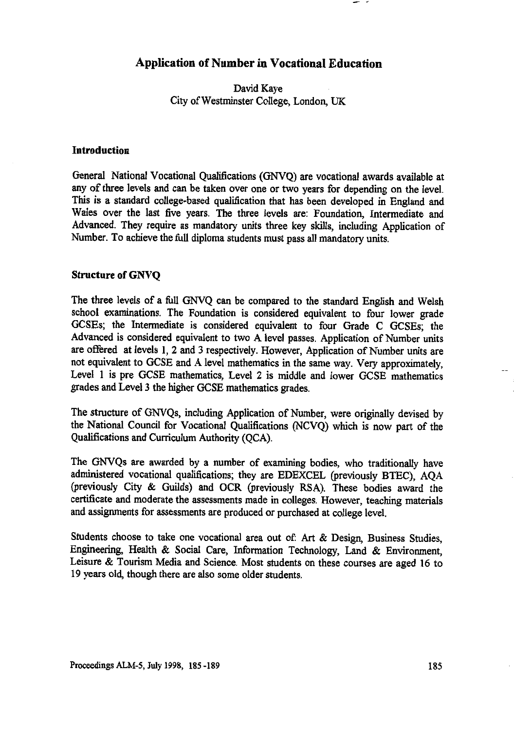# Application of Number in Vocational Education

David Kaye
City of Westminster College, London, UK

## Introduction

General National Vocational Qualifications (GNVQ) are vocational awards available at any of three levels and can be taken over one or two years for depending on the level. This is a standard college-based qualification that has been developed in England and Wales over the last five years. The three levels are: Foundation, Intermediate and Advanced. They require as mandatory units three key skills, including Application of Number. To achieve the full diploma students must pass all mandatory units.

## Structure of GNVQ

The three levels of a full GNVQ can be compared to the standard English and Welsh school examinations. The Foundation is considered equivalent to four lower grade GCSEs; the Intermediate is considered equivalent to four Grade C GCSEs; the Advanced is considered equivalent to two A level passes. Application of Number units are offered at levels 1, 2 and 3 respectively. However, Application of Number units are not equivalent to GCSE and A level mathematics in the same way. Very approximately, Level 1 is pre GCSE mathematics, Level 2 is middle and lower GCSE mathematics grades and Level 3 the higher GCSE mathematics grades.

The structure of GNVQs, including Application of Number, were originally devised by the National Council for Vocational Qualifications (NCVQ) which is now part of the Qualifications and Curriculum Authority (QCA).

The GNVQs are awarded by a number of examining bodies, who traditionally have administered vocational qualifications; they are EDEXCEL (previously BTEC), AQA (previously City & Guilds) and OCR (previously RSA). These bodies award the certificate and moderate the assessments made in colleges. However, teaching materials and assignments for assessments are produced or purchased at college level.

Students choose to take one vocational area out of: Art & Design, Business Studies, Engineering, Health & Social Care, Information Technology, Land & Environment, Leisure & Tourism Media and Science. Most students on these courses are aged 16 to 19 years old, though there are also some older students.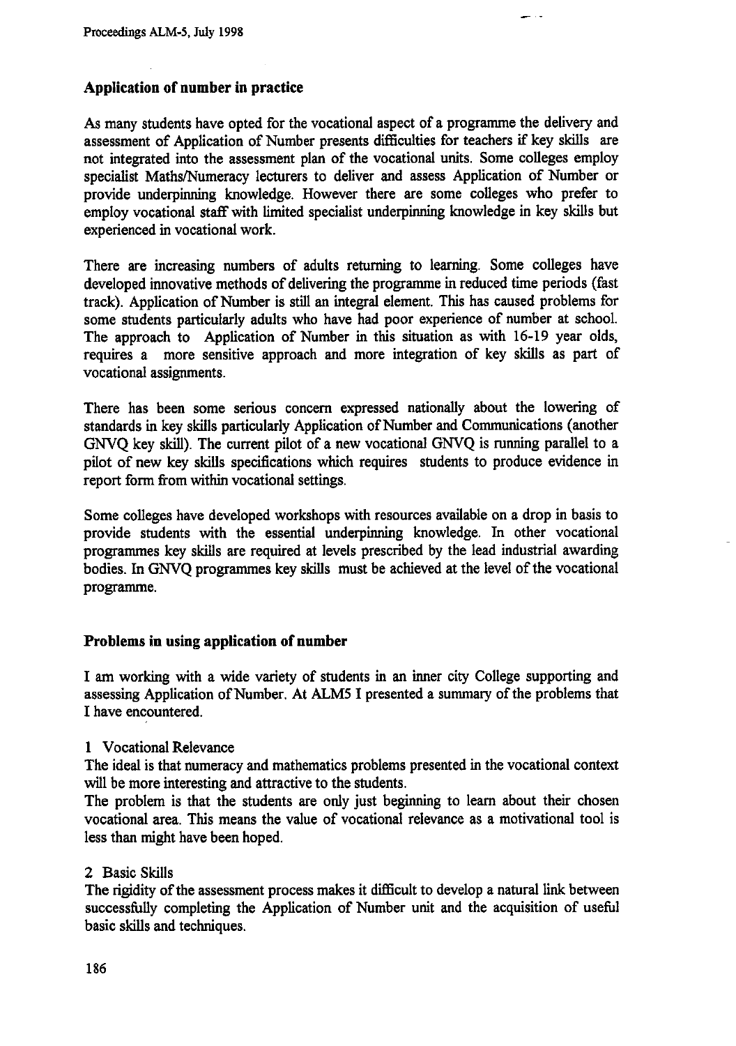## Application of number in practice

As many students have opted for the vocational aspect of a programme the delivery and assessment of Application of Number presents difficulties for teachers if key skills are not integrated into the assessment plan of the vocational units. Some colleges employ specialist Maths/Numeracy lecturers to deliver and assess Application of Number or provide underpinning knowledge. However there are some colleges who prefer to employ vocational staff with limited specialist underpinning knowledge in key skills but experienced in vocational work.

There are increasing numbers of adults returning to learning. Some colleges have developed innovative methods of delivering the programme in reduced time periods (fast track). Application of Number is still an integral element. This has caused problems for some students particularly adults who have had poor experience of number at school. The approach to Application of Number in this situation as with 16-19 year olds, requires a more sensitive approach and more integration of key skills as part of vocational assignments.

There has been some serious concern expressed nationally about the lowering of standards in key skills particularly Application of Number and Communications (another GNVQ key skill). The current pilot of a new vocational GNVQ is running parallel to a pilot of new key skills specifications which requires students to produce evidence in report form from within vocational settings.

Some colleges have developed workshops with resources available on a drop in basis to provide students with the essential underpinning knowledge. In other vocational programmes key skills are required at levels prescribed by the lead industrial awarding bodies. In GNVQ programmes key skills must be achieved at the level of the vocational programme.

## Problems in using application of number

I am working with a wide variety of students in an inner city College supporting and assessing Application of Number. At ALM5 I presented a summary of the problems that I have encountered.

1 Vocational Relevance

The ideal is that numeracy and mathematics problems presented in the vocational context will be more interesting and attractive to the students.

The problem is that the students are only just beginning to learn about their chosen vocational area. This means the value of vocational relevance as a motivational tool is less than might have been hoped.

2 Basic Skills

The rigidity of the assessment process makes it difficult to develop a natural link between successfully completing the Application of Number unit and the acquisition of useful basic skills and techniques.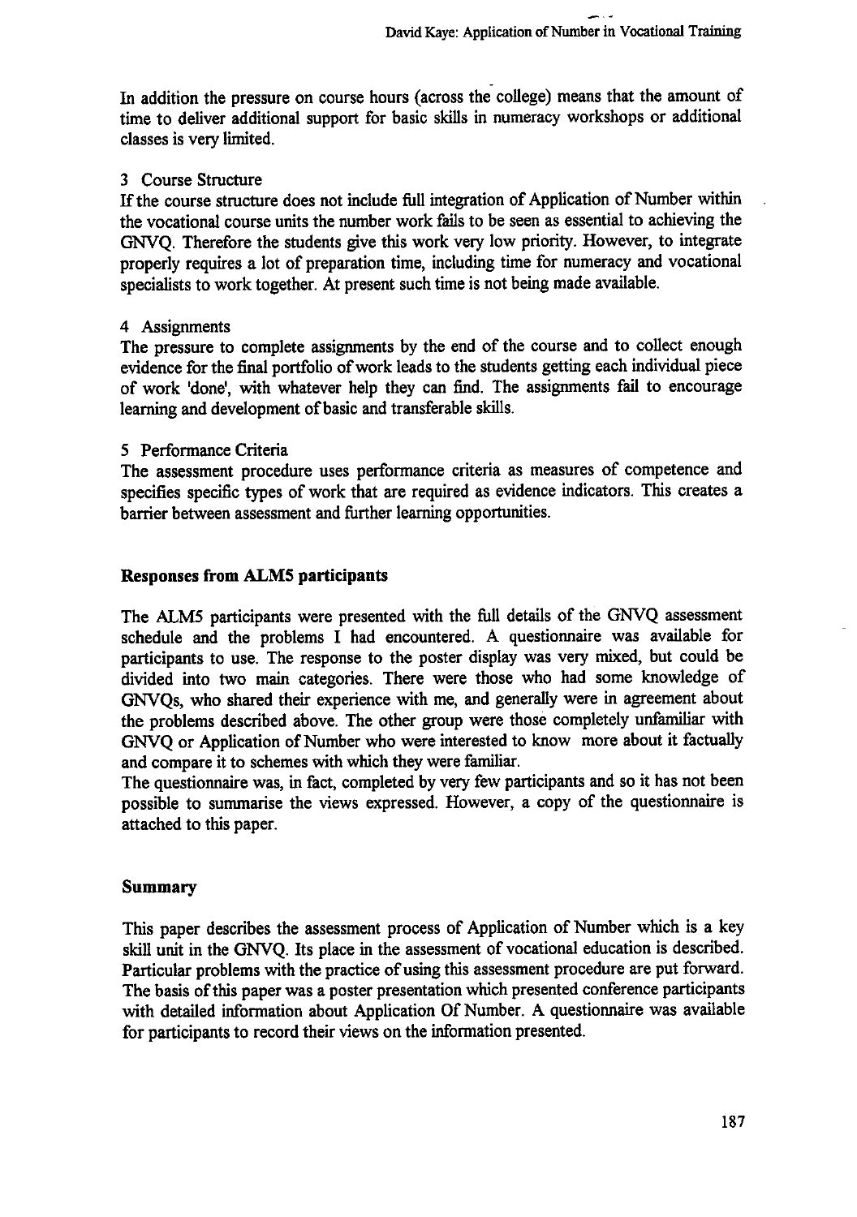In addition the pressure on course hours (across the college) means that the amount of time to deliver additional support for basic skills in numeracy workshops or additional classes is very limited.

3 Course Structure

If the course structure does not include full integration of Application of Number within the vocational course units the number work fails to be seen as essential to achieving the GNVQ. Therefore the students give this work very low priority. However, to integrate properly requires a lot of preparation time, including time for numeracy and vocational specialists to work together. At present such time is not being made available.

4 Assignments

The pressure to complete assignments by the end of the course and to collect enough evidence for the final portfolio of work leads to the students getting each individual piece of work 'done', with whatever help they can find. The assignments fail to encourage learning and development of basic and transferable skills.

5 Performance Criteria

The assessment procedure uses performance criteria as measures of competence and specifies specific types of work that are required as evidence indicators. This creates a barrier between assessment and further learning opportunities.

## Responses from ALM5 participants

The ALM5 participants were presented with the full details of the GNVQ assessment schedule and the problems I had encountered. A questionnaire was available for participants to use. The response to the poster display was very mixed, but could be divided into two main categories. There were those who had some knowledge of GNVQs, who shared their experience with me, and generally were in agreement about the problems described above. The other group were those completely unfamiliar with GNVQ or Application of Number who were interested to know more about it factually and compare it to schemes with which they were familiar.

The questionnaire was, in fact, completed by very few participants and so it has not been possible to summarise the views expressed. However, a copy of the questionnaire is attached to this paper.

## Summary

This paper describes the assessment process of Application of Number which is a key skill unit in the GNVQ. Its place in the assessment of vocational education is described. Particular problems with the practice of using this assessment procedure are put forward. The basis of this paper was a poster presentation which presented conference participants with detailed information about Application Of Number. A questionnaire was available for participants to record their views on the information presented.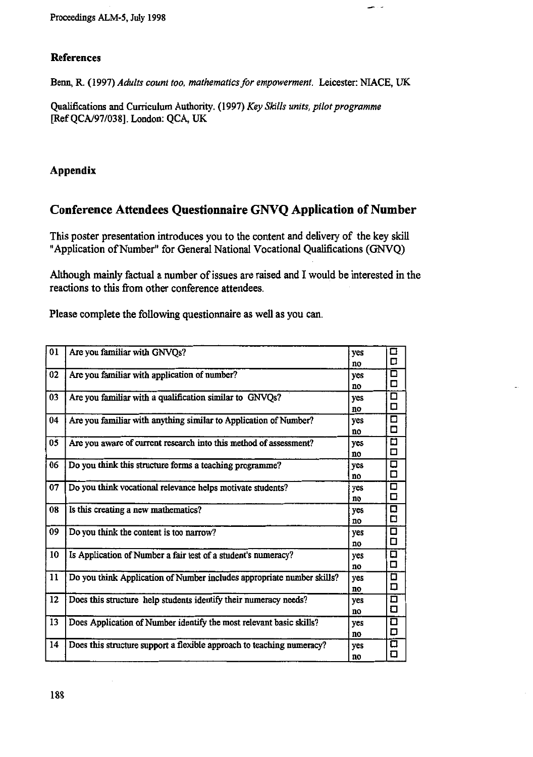### References

Benn, R. (1997) *Adults count too, mathematics for empowerment.* Leicester: NIACE, UK

Qualifications and Curriculum Authority. (1997) *Key Skills units, pilot programme* [Ref QCA/97/038]. London: QCA, UK

### Appendix

## Conference Attendees Questionnaire GNVQ Application of Number

This poster presentation introduces you to the content and delivery of the key skill "Application of Number" for General National Vocational Qualifications (GNVQ)

Although mainly factual a number of issues are raised and I would be interested in the reactions to this from other conference attendees.

Please complete the following questionnaire as well as you can.

| | | | |
|---|---|---|---|
| 01 | Are you familiar with GNVQs? | yes<br>no | ☐<br>☐ |
| 02 | Are you familiar with application of number? | yes<br>no | ☐<br>☐ |
| 03 | Are you familiar with a qualification similar to GNVQs? | yes<br>no | ☐<br>☐ |
| 04 | Are you familiar with anything similar to Application of Number? | yes<br>no | ☐<br>☐ |
| 05 | Are you aware of current research into this method of assessment? | yes<br>no | ☐<br>☐ |
| 06 | Do you think this structure forms a teaching programme? | yes<br>no | ☐<br>☐ |
| 07 | Do you think vocational relevance helps motivate students? | yes<br>no | ☐<br>☐ |
| 08 | Is this creating a new mathematics? | yes<br>no | ☐<br>☐ |
| 09 | Do you think the content is too narrow? | yes<br>no | ☐<br>☐ |
| 10 | Is Application of Number a fair test of a student's numeracy? | yes<br>no | ☐<br>☐ |
| 11 | Do you think Application of Number includes appropriate number skills? | yes<br>no | ☐<br>☐ |
| 12 | Does this structure help students identify their numeracy needs? | yes<br>no | ☐<br>☐ |
| 13 | Does Application of Number identify the most relevant basic skills? | yes<br>no | ☐<br>☐ |
| 14 | Does this structure support a flexible approach to teaching numeracy? | yes<br>no | ☐<br>☐ |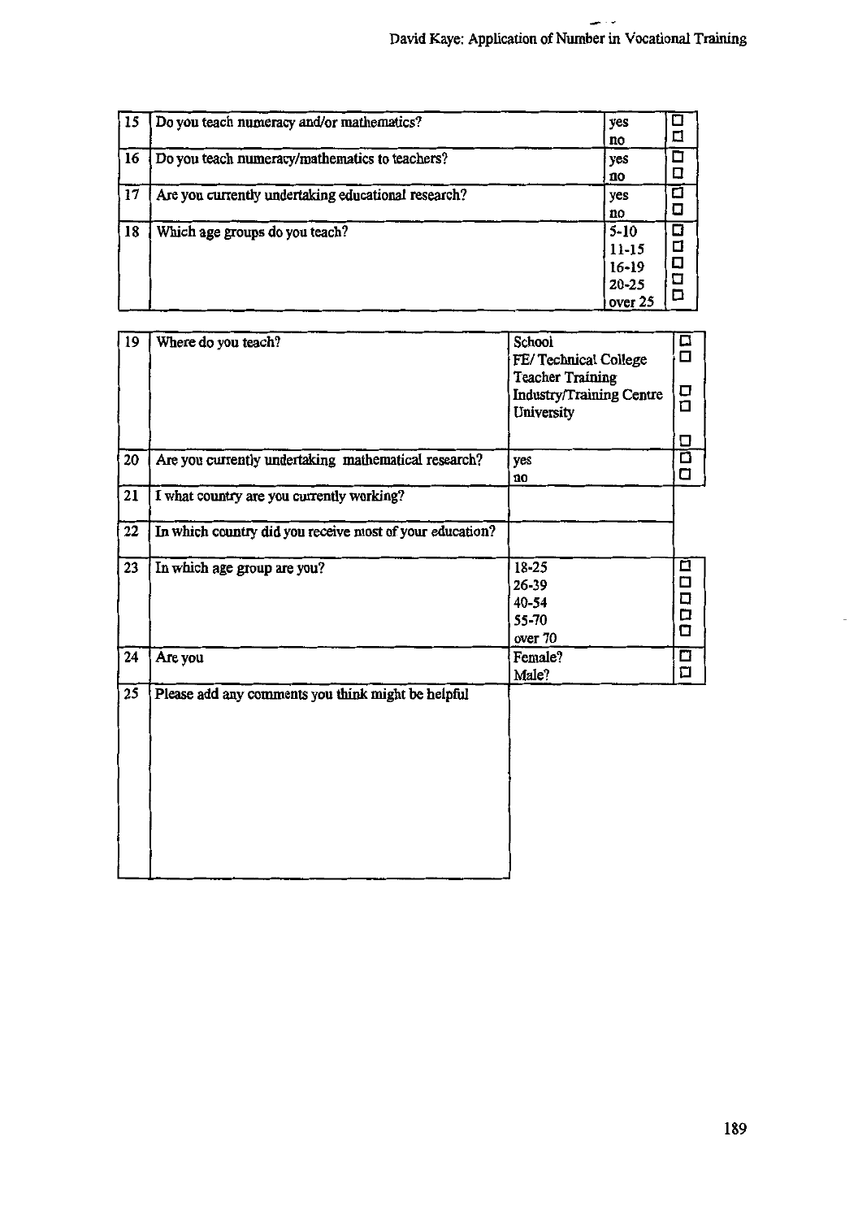| | | | |
|---|---|---|---|
| 15 | Do you teach numeracy and/or mathematics? | yes<br>no | ☐<br>☐ |
| 16 | Do you teach numeracy/mathematics to teachers? | yes<br>no | ☐<br>☐ |
| 17 | Are you currently undertaking educational research? | yes<br>no | ☐<br>☐ |
| 18 | Which age groups do you teach? | 5-10<br>11-15<br>16-19<br>20-25<br>over 25 | ☐<br>☐<br>☐<br>☐<br>☐ |

| | | | |
|---|---|---|---|
| 19 | Where do you teach? | School<br>FE/ Technical College<br>Teacher Training<br>Industry/Training Centre<br>University | ☐<br>☐<br>☐<br>☐<br>☐ |
| 20 | Are you currently undertaking mathematical research? | yes<br>no | ☐<br>☐ |
| 21 | I what country are you currently working? | | |
| 22 | In which country did you receive most of your education? | | |
| 23 | In which age group are you? | 18-25<br>26-39<br>40-54<br>55-70<br>over 70 | ☐<br>☐<br>☐<br>☐<br>☐ |
| 24 | Are you | Female?<br>Male? | ☐<br>☐ |
| 25 | Please add any comments you think might be helpful | | |